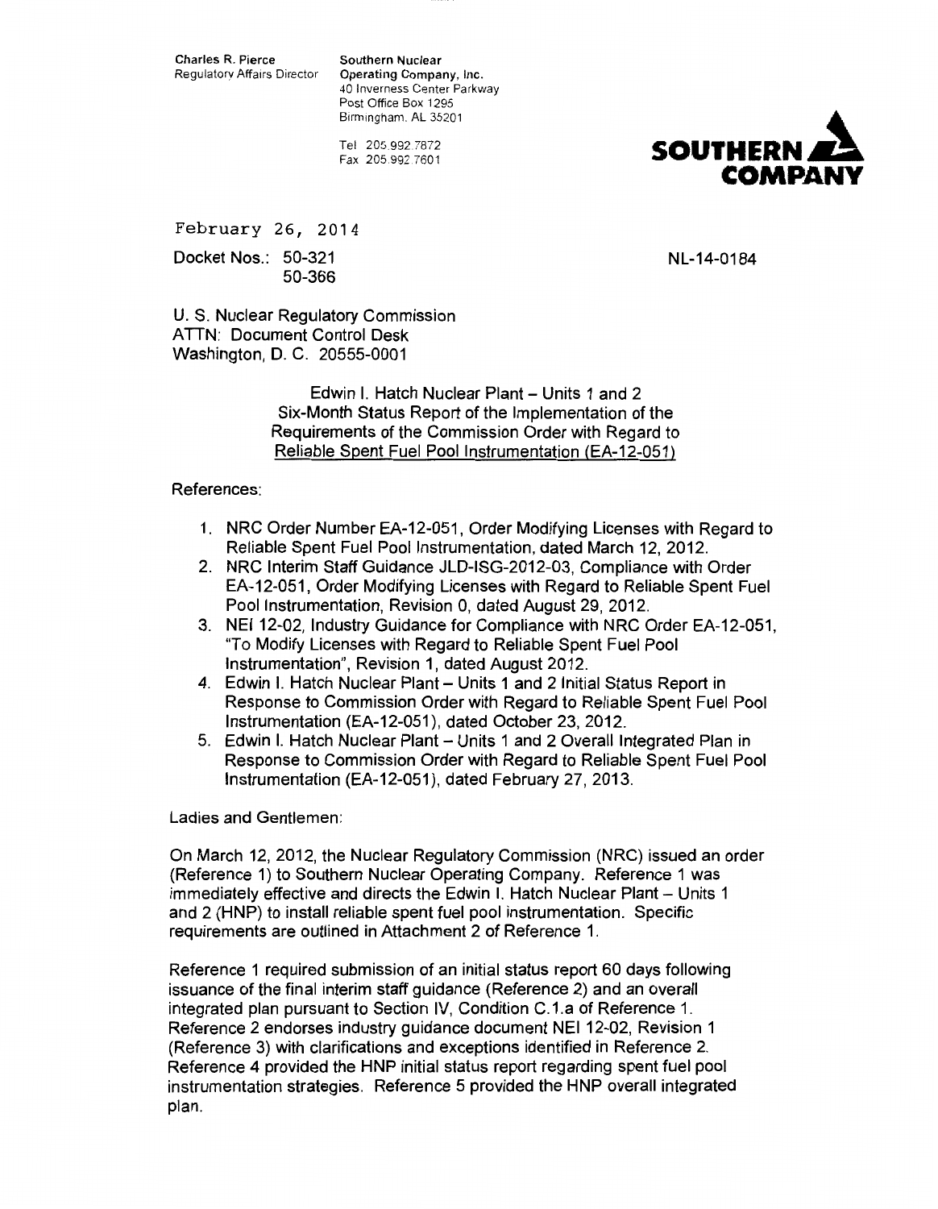Charles R. Pierce
Regulatory Affairs Director

Southern Nuclear
Operating Company, Inc.
40 Inverness Center Parkway
Post Office Box 1295
Birmingham, AL 35201

Tel 205.992.7872
Fax 205.992.7601

**SOUTHERN COMPANY**

February 26, 2014

Docket Nos.: 50-321
50-366

NL-14-0184

U. S. Nuclear Regulatory Commission
ATTN: Document Control Desk
Washington, D. C. 20555-0001

Edwin I. Hatch Nuclear Plant – Units 1 and 2
Six-Month Status Report of the Implementation of the
Requirements of the Commission Order with Regard to
Reliable Spent Fuel Pool Instrumentation (EA-12-051)

References:

1. NRC Order Number EA-12-051, Order Modifying Licenses with Regard to Reliable Spent Fuel Pool Instrumentation, dated March 12, 2012.
2. NRC Interim Staff Guidance JLD-ISG-2012-03, Compliance with Order EA-12-051, Order Modifying Licenses with Regard to Reliable Spent Fuel Pool Instrumentation, Revision 0, dated August 29, 2012.
3. NEI 12-02, Industry Guidance for Compliance with NRC Order EA-12-051, "To Modify Licenses with Regard to Reliable Spent Fuel Pool Instrumentation", Revision 1, dated August 2012.
4. Edwin I. Hatch Nuclear Plant – Units 1 and 2 Initial Status Report in Response to Commission Order with Regard to Reliable Spent Fuel Pool Instrumentation (EA-12-051), dated October 23, 2012.
5. Edwin I. Hatch Nuclear Plant – Units 1 and 2 Overall Integrated Plan in Response to Commission Order with Regard to Reliable Spent Fuel Pool Instrumentation (EA-12-051), dated February 27, 2013.

Ladies and Gentlemen:

On March 12, 2012, the Nuclear Regulatory Commission (NRC) issued an order (Reference 1) to Southern Nuclear Operating Company. Reference 1 was immediately effective and directs the Edwin I. Hatch Nuclear Plant – Units 1 and 2 (HNP) to install reliable spent fuel pool instrumentation. Specific requirements are outlined in Attachment 2 of Reference 1.

Reference 1 required submission of an initial status report 60 days following issuance of the final interim staff guidance (Reference 2) and an overall integrated plan pursuant to Section IV, Condition C.1.a of Reference 1. Reference 2 endorses industry guidance document NEI 12-02, Revision 1 (Reference 3) with clarifications and exceptions identified in Reference 2. Reference 4 provided the HNP initial status report regarding spent fuel pool instrumentation strategies. Reference 5 provided the HNP overall integrated plan.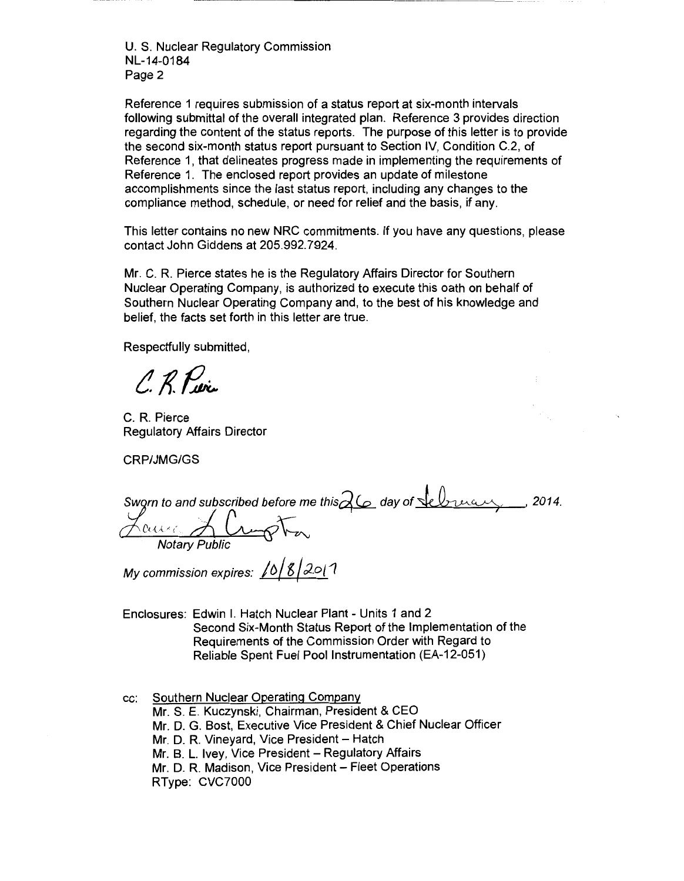U. S. Nuclear Regulatory Commission
NL-14-0184

Reference 1 requires submission of a status report at six-month intervals following submittal of the overall integrated plan. Reference 3 provides direction regarding the content of the status reports. The purpose of this letter is to provide the second six-month status report pursuant to Section IV, Condition C.2, of Reference 1, that delineates progress made in implementing the requirements of Reference 1. The enclosed report provides an update of milestone accomplishments since the last status report, including any changes to the compliance method, schedule, or need for relief and the basis, if any.

This letter contains no new NRC commitments. If you have any questions, please contact John Giddens at 205.992.7924.

Mr. C. R. Pierce states he is the Regulatory Affairs Director for Southern Nuclear Operating Company, is authorized to execute this oath on behalf of Southern Nuclear Operating Company and, to the best of his knowledge and belief, the facts set forth in this letter are true.

Respectfully submitted,

C. R. Pierce

C. R. Pierce
Regulatory Affairs Director

CRP/JMG/GS

*Sworn to and subscribed before me this 26 day of February, 2014.*

Laura L Crumpton
*Notary Public*

*My commission expires: 10/8/2017*

Enclosures: Edwin I. Hatch Nuclear Plant - Units 1 and 2
Second Six-Month Status Report of the Implementation of the Requirements of the Commission Order with Regard to Reliable Spent Fuel Pool Instrumentation (EA-12-051)

cc: Southern Nuclear Operating Company
Mr. S. E. Kuczynski, Chairman, President & CEO
Mr. D. G. Bost, Executive Vice President & Chief Nuclear Officer
Mr. D. R. Vineyard, Vice President – Hatch
Mr. B. L. Ivey, Vice President – Regulatory Affairs
Mr. D. R. Madison, Vice President – Fleet Operations
RType: CVC7000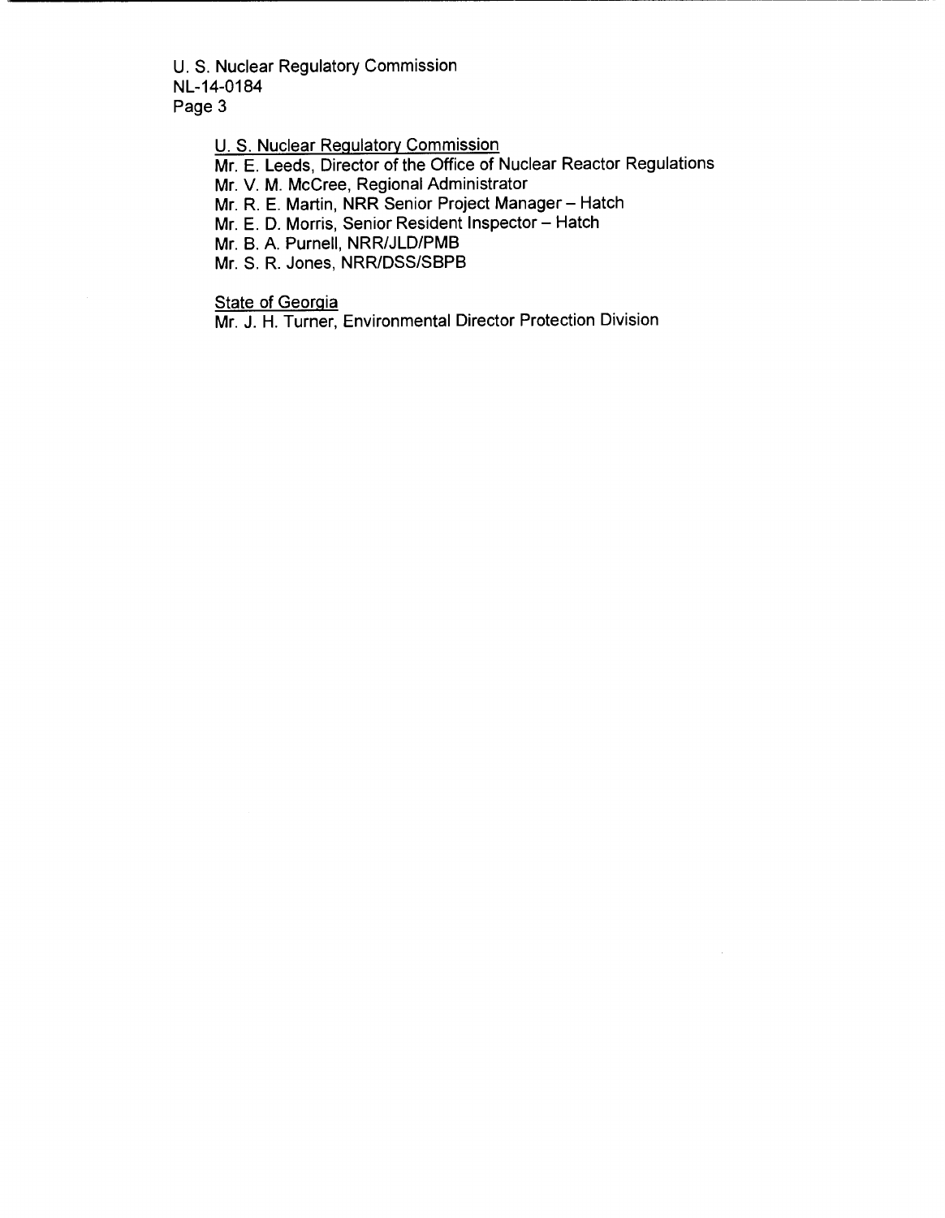U. S. Nuclear Regulatory Commission
NL-14-0184
Page 3

<u>U. S. Nuclear Regulatory Commission</u>
Mr. E. Leeds, Director of the Office of Nuclear Reactor Regulations
Mr. V. M. McCree, Regional Administrator
Mr. R. E. Martin, NRR Senior Project Manager – Hatch
Mr. E. D. Morris, Senior Resident Inspector – Hatch
Mr. B. A. Purnell, NRR/JLD/PMB
Mr. S. R. Jones, NRR/DSS/SBPB

<u>State of Georgia</u>
Mr. J. H. Turner, Environmental Director Protection Division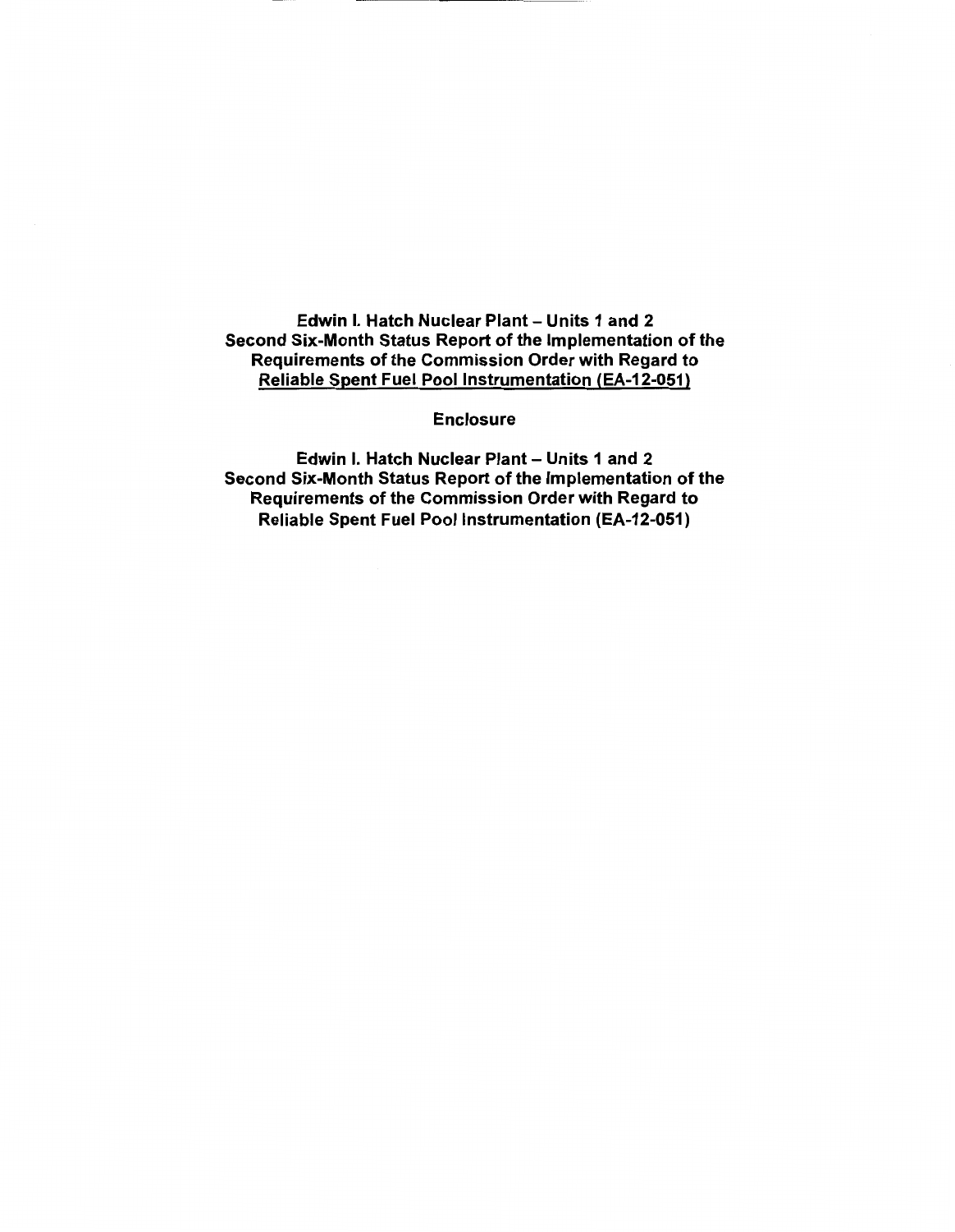**Edwin I. Hatch Nuclear Plant – Units 1 and 2**
**Second Six-Month Status Report of the Implementation of the Requirements of the Commission Order with Regard to Reliable Spent Fuel Pool Instrumentation (EA-12-051)**

**Enclosure**

**Edwin I. Hatch Nuclear Plant – Units 1 and 2**
**Second Six-Month Status Report of the Implementation of the Requirements of the Commission Order with Regard to Reliable Spent Fuel Pool Instrumentation (EA-12-051)**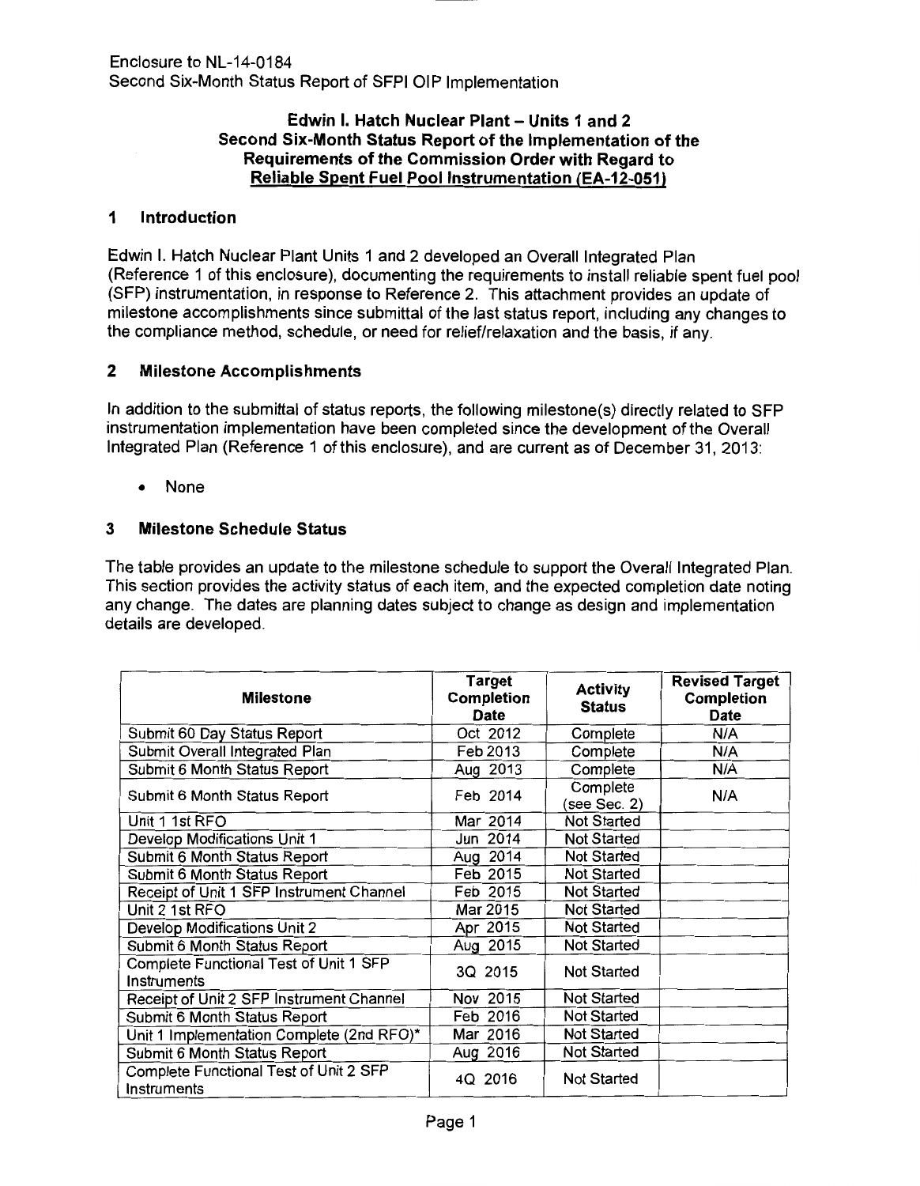Enclosure to NL-14-0184
Second Six-Month Status Report of SFPI OIP Implementation

**Edwin I. Hatch Nuclear Plant – Units 1 and 2**
**Second Six-Month Status Report of the Implementation of the Requirements of the Commission Order with Regard to Reliable Spent Fuel Pool Instrumentation (EA-12-051)**

## 1 Introduction

Edwin I. Hatch Nuclear Plant Units 1 and 2 developed an Overall Integrated Plan (Reference 1 of this enclosure), documenting the requirements to install reliable spent fuel pool (SFP) instrumentation, in response to Reference 2. This attachment provides an update of milestone accomplishments since submittal of the last status report, including any changes to the compliance method, schedule, or need for relief/relaxation and the basis, if any.

## 2 Milestone Accomplishments

In addition to the submittal of status reports, the following milestone(s) directly related to SFP instrumentation implementation have been completed since the development of the Overall Integrated Plan (Reference 1 of this enclosure), and are current as of December 31, 2013:

- None

## 3 Milestone Schedule Status

The table provides an update to the milestone schedule to support the Overall Integrated Plan. This section provides the activity status of each item, and the expected completion date noting any change. The dates are planning dates subject to change as design and implementation details are developed.

| Milestone | Target Completion Date | Activity Status | Revised Target Completion Date |
|---|---|---|---|
| Submit 60 Day Status Report | Oct 2012 | Complete | N/A |
| Submit Overall Integrated Plan | Feb 2013 | Complete | N/A |
| Submit 6 Month Status Report | Aug 2013 | Complete | N/A |
| Submit 6 Month Status Report | Feb 2014 | Complete (see Sec. 2) | N/A |
| Unit 1 1st RFO | Mar 2014 | Not Started | |
| Develop Modifications Unit 1 | Jun 2014 | Not Started | |
| Submit 6 Month Status Report | Aug 2014 | Not Started | |
| Submit 6 Month Status Report | Feb 2015 | Not Started | |
| Receipt of Unit 1 SFP Instrument Channel | Feb 2015 | Not Started | |
| Unit 2 1st RFO | Mar 2015 | Not Started | |
| Develop Modifications Unit 2 | Apr 2015 | Not Started | |
| Submit 6 Month Status Report | Aug 2015 | Not Started | |
| Complete Functional Test of Unit 1 SFP Instruments | 3Q 2015 | Not Started | |
| Receipt of Unit 2 SFP Instrument Channel | Nov 2015 | Not Started | |
| Submit 6 Month Status Report | Feb 2016 | Not Started | |
| Unit 1 Implementation Complete (2nd RFO)* | Mar 2016 | Not Started | |
| Submit 6 Month Status Report | Aug 2016 | Not Started | |
| Complete Functional Test of Unit 2 SFP Instruments | 4Q 2016 | Not Started | |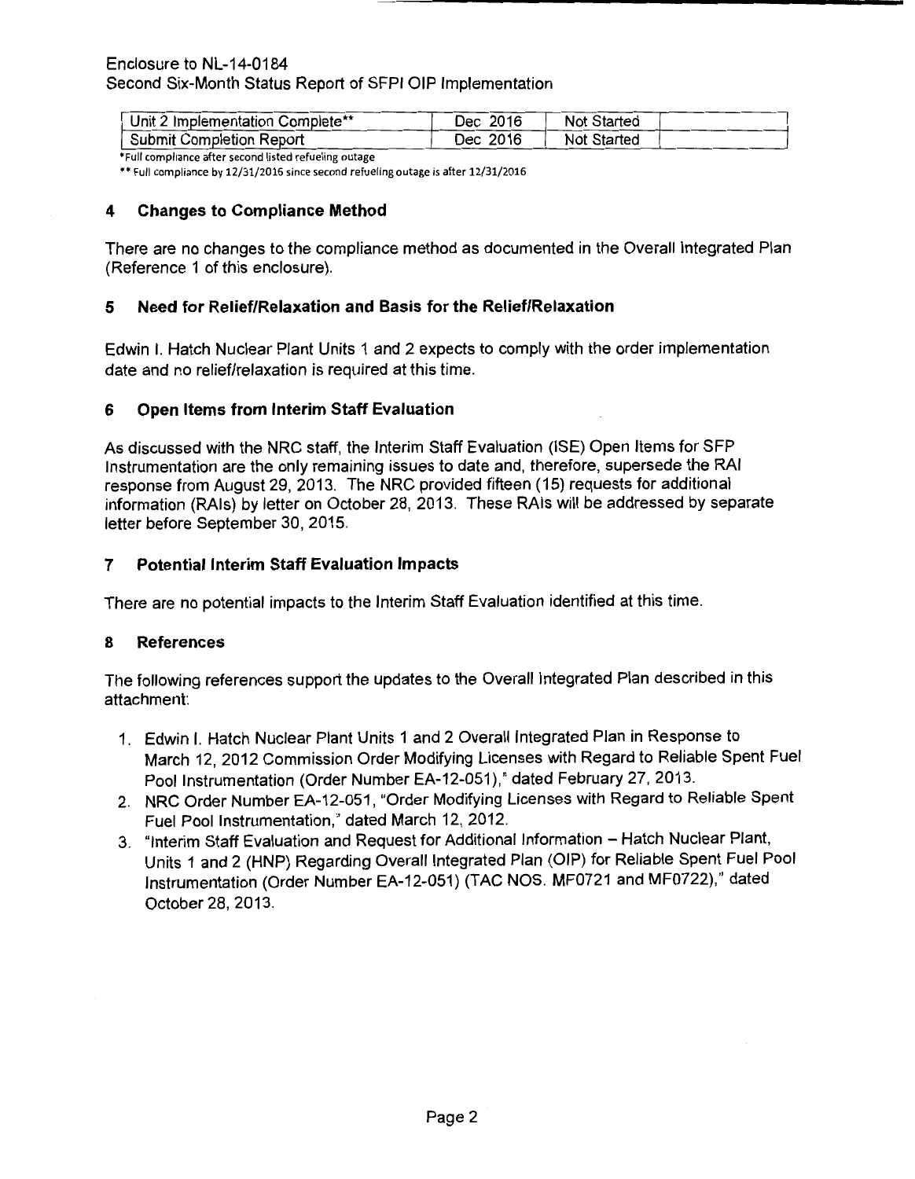Enclosure to NL-14-0184
Second Six-Month Status Report of SFPI OIP Implementation

| | | | |
|---|---|---|---|
| Unit 2 Implementation Complete** | Dec 2016 | Not Started | |
| Submit Completion Report | Dec 2016 | Not Started | |

*Full compliance after second listed refueling outage

** Full compliance by 12/31/2016 since second refueling outage is after 12/31/2016

## 4 Changes to Compliance Method

There are no changes to the compliance method as documented in the Overall Integrated Plan (Reference 1 of this enclosure).

## 5 Need for Relief/Relaxation and Basis for the Relief/Relaxation

Edwin I. Hatch Nuclear Plant Units 1 and 2 expects to comply with the order implementation date and no relief/relaxation is required at this time.

## 6 Open Items from Interim Staff Evaluation

As discussed with the NRC staff, the Interim Staff Evaluation (ISE) Open Items for SFP Instrumentation are the only remaining issues to date and, therefore, supersede the RAI response from August 29, 2013. The NRC provided fifteen (15) requests for additional information (RAIs) by letter on October 28, 2013. These RAIs will be addressed by separate letter before September 30, 2015.

## 7 Potential Interim Staff Evaluation Impacts

There are no potential impacts to the Interim Staff Evaluation identified at this time.

## 8 References

The following references support the updates to the Overall Integrated Plan described in this attachment:

1. Edwin I. Hatch Nuclear Plant Units 1 and 2 Overall Integrated Plan in Response to March 12, 2012 Commission Order Modifying Licenses with Regard to Reliable Spent Fuel Pool Instrumentation (Order Number EA-12-051)," dated February 27, 2013.
2. NRC Order Number EA-12-051, "Order Modifying Licenses with Regard to Reliable Spent Fuel Pool Instrumentation," dated March 12, 2012.
3. "Interim Staff Evaluation and Request for Additional Information – Hatch Nuclear Plant, Units 1 and 2 (HNP) Regarding Overall Integrated Plan (OIP) for Reliable Spent Fuel Pool Instrumentation (Order Number EA-12-051) (TAC NOS. MF0721 and MF0722)," dated October 28, 2013.